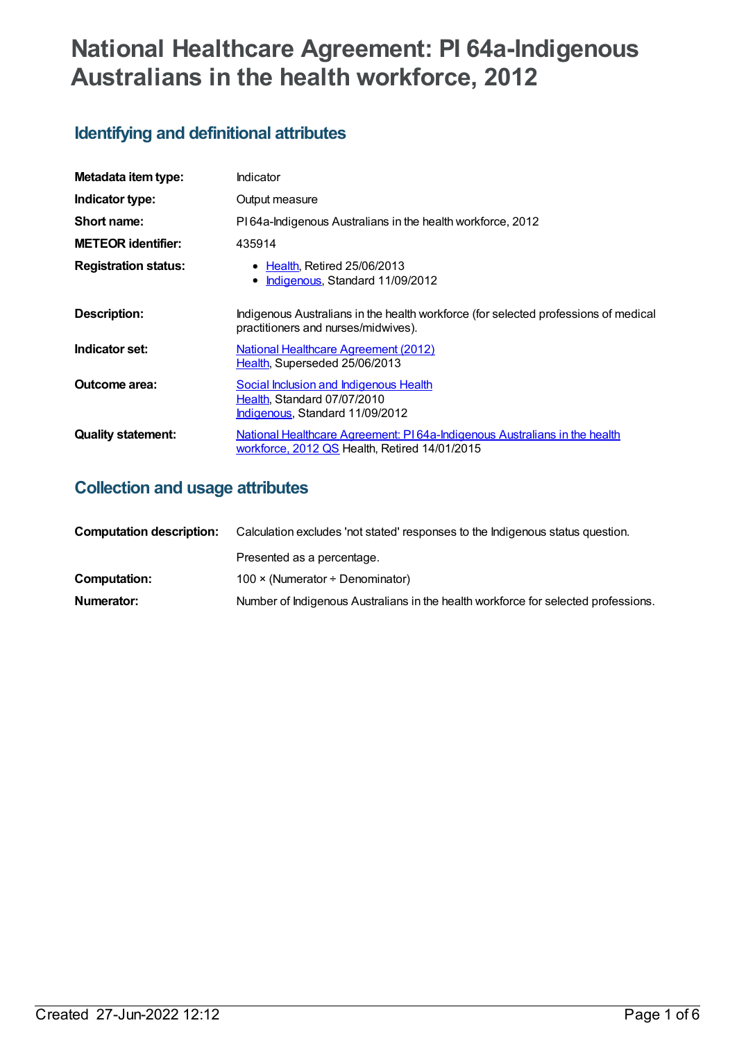# National Healthcare Agreement: PI 64a-Indigenous Australians in the health workforce, 2012

## Identifying and definitional attributes

| | |
|---|---|
| **Metadata item type:** | Indicator |
| **Indicator type:** | Output measure |
| **Short name:** | PI 64a-Indigenous Australians in the health workforce, 2012 |
| **METEOR identifier:** | 435914 |
| **Registration status:** | • Health, Retired 25/06/2013<br>• Indigenous, Standard 11/09/2012 |
| **Description:** | Indigenous Australians in the health workforce (for selected professions of medical practitioners and nurses/midwives). |
| **Indicator set:** | National Healthcare Agreement (2012)<br>Health, Superseded 25/06/2013 |
| **Outcome area:** | Social Inclusion and Indigenous Health<br>Health, Standard 07/07/2010<br>Indigenous, Standard 11/09/2012 |
| **Quality statement:** | National Healthcare Agreement: PI 64a-Indigenous Australians in the health workforce, 2012 QS Health, Retired 14/01/2015 |

## Collection and usage attributes

| | |
|---|---|
| **Computation description:** | Calculation excludes 'not stated' responses to the Indigenous status question.<br><br>Presented as a percentage. |
| **Computation:** | 100 × (Numerator ÷ Denominator) |
| **Numerator:** | Number of Indigenous Australians in the health workforce for selected professions. |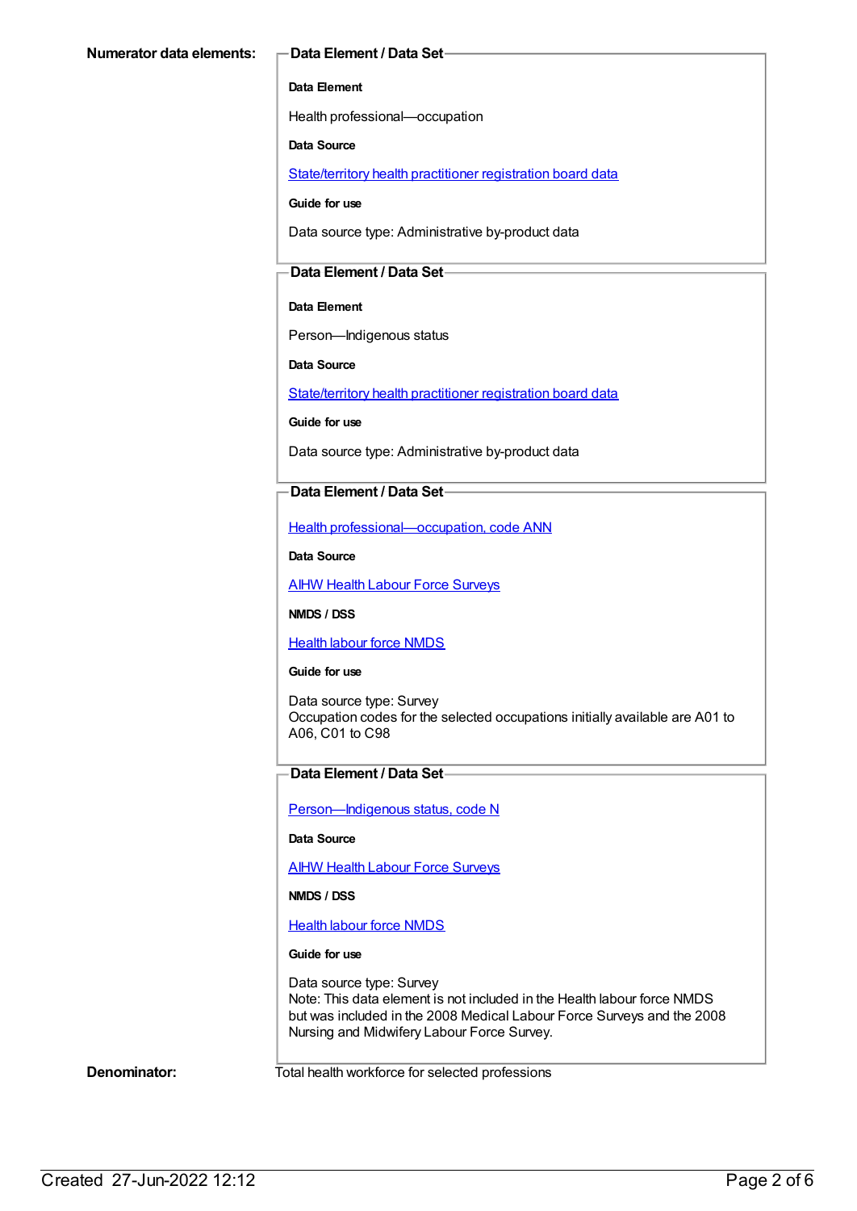**Numerator data elements:**

**Data Element / Data Set**

**Data Element**

Health professional—occupation

**Data Source**

State/territory health practitioner registration board data

**Guide for use**

Data source type: Administrative by-product data

**Data Element / Data Set**

**Data Element**

Person—Indigenous status

**Data Source**

State/territory health practitioner registration board data

**Guide for use**

Data source type: Administrative by-product data

**Data Element / Data Set**

Health professional—occupation, code ANN

**Data Source**

AIHW Health Labour Force Surveys

**NMDS / DSS**

Health labour force NMDS

**Guide for use**

Data source type: Survey
Occupation codes for the selected occupations initially available are A01 to A06, C01 to C98

**Data Element / Data Set**

Person—Indigenous status, code N

**Data Source**

AIHW Health Labour Force Surveys

**NMDS / DSS**

Health labour force NMDS

**Guide for use**

Data source type: Survey
Note: This data element is not included in the Health labour force NMDS but was included in the 2008 Medical Labour Force Surveys and the 2008 Nursing and Midwifery Labour Force Survey.

**Denominator:** Total health workforce for selected professions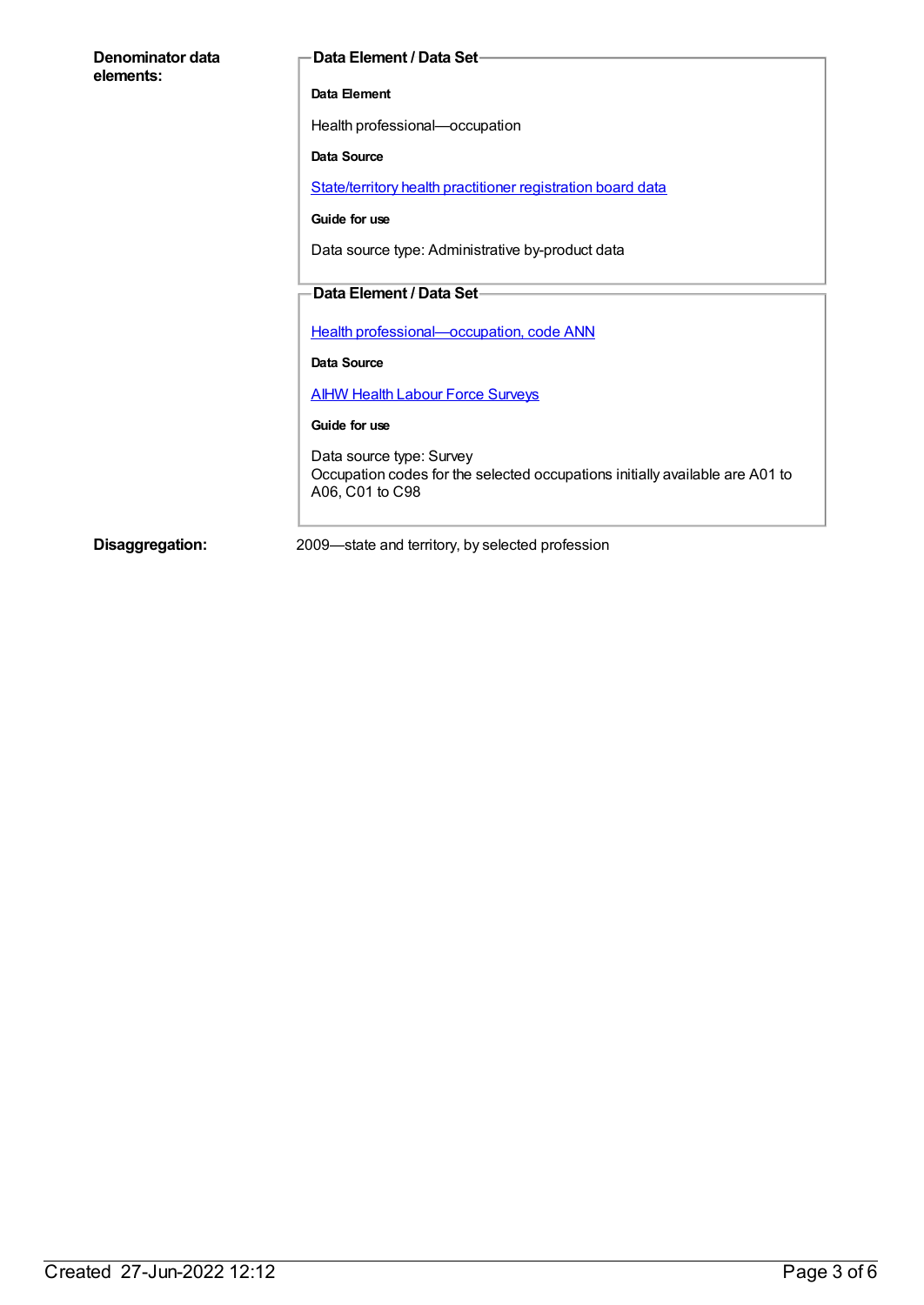**Denominator data elements:**

**Data Element / Data Set**

**Data Element**

Health professional—occupation

**Data Source**

State/territory health practitioner registration board data

**Guide for use**

Data source type: Administrative by-product data

**Data Element / Data Set**

Health professional—occupation, code ANN

**Data Source**

AIHW Health Labour Force Surveys

**Guide for use**

Data source type: Survey
Occupation codes for the selected occupations initially available are A01 to A06, C01 to C98

**Disaggregation:** 2009—state and territory, by selected profession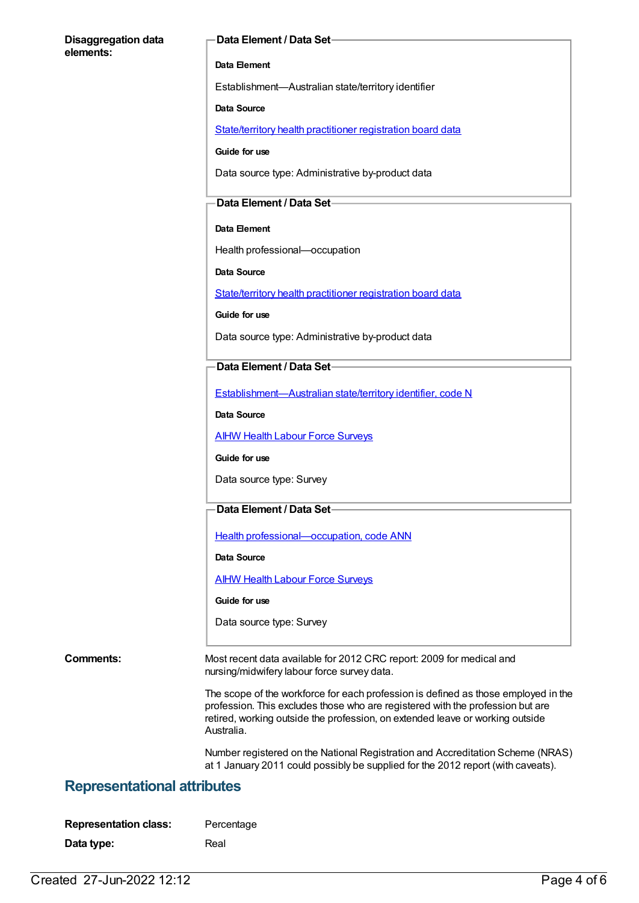**Disaggregation data elements:**

**Data Element / Data Set**

**Data Element**

Establishment—Australian state/territory identifier

**Data Source**

State/territory health practitioner registration board data

**Guide for use**

Data source type: Administrative by-product data

**Data Element / Data Set**

**Data Element**

Health professional—occupation

**Data Source**

State/territory health practitioner registration board data

**Guide for use**

Data source type: Administrative by-product data

**Data Element / Data Set**

Establishment—Australian state/territory identifier, code N

**Data Source**

AIHW Health Labour Force Surveys

**Guide for use**

Data source type: Survey

**Data Element / Data Set**

Health professional—occupation, code ANN

**Data Source**

AIHW Health Labour Force Surveys

**Guide for use**

Data source type: Survey

**Comments:**

Most recent data available for 2012 CRC report: 2009 for medical and nursing/midwifery labour force survey data.

The scope of the workforce for each profession is defined as those employed in the profession. This excludes those who are registered with the profession but are retired, working outside the profession, on extended leave or working outside Australia.

Number registered on the National Registration and Accreditation Scheme (NRAS) at 1 January 2011 could possibly be supplied for the 2012 report (with caveats).

## Representational attributes

**Representation class:** Percentage

**Data type:** Real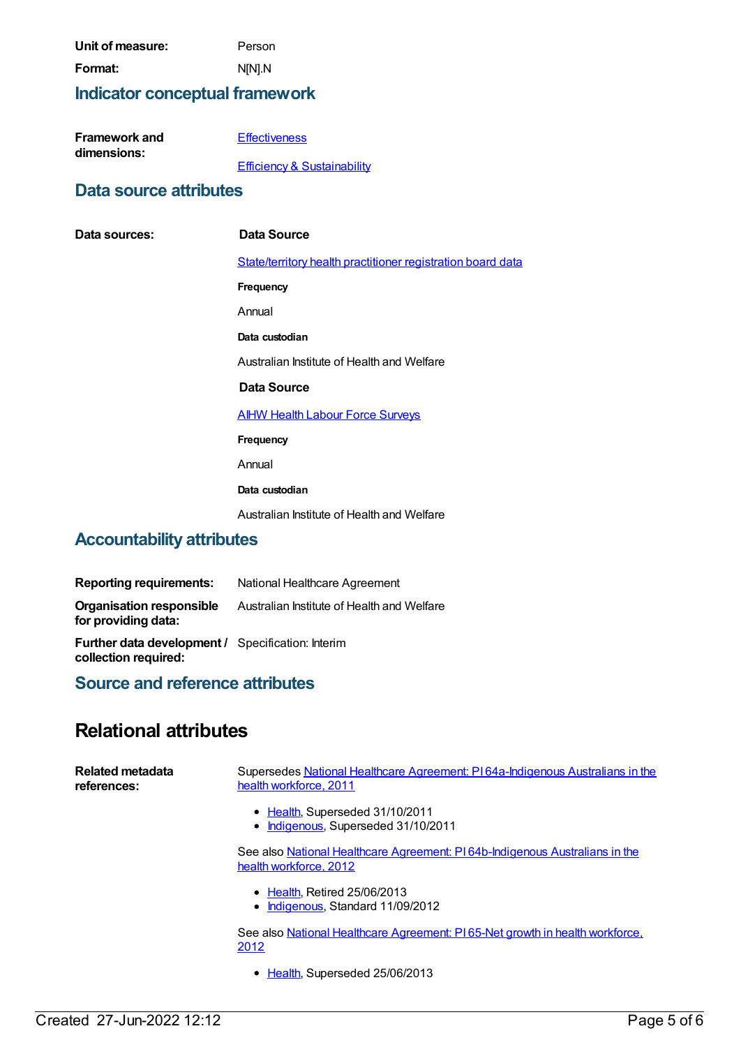**Unit of measure:** Person

**Format:** N[N].N

## Indicator conceptual framework

**Framework and dimensions:**

Effectiveness

Efficiency & Sustainability

## Data source attributes

**Data sources:**

**Data Source**

State/territory health practitioner registration board data

**Frequency**

Annual

**Data custodian**

Australian Institute of Health and Welfare

**Data Source**

AIHW Health Labour Force Surveys

**Frequency**

Annual

**Data custodian**

Australian Institute of Health and Welfare

## Accountability attributes

**Reporting requirements:** National Healthcare Agreement

**Organisation responsible for providing data:** Australian Institute of Health and Welfare

**Further data development / collection required:** Specification: Interim

## Source and reference attributes

# Relational attributes

**Related metadata references:**

Supersedes National Healthcare Agreement: PI 64a-Indigenous Australians in the health workforce, 2011

- Health, Superseded 31/10/2011
- Indigenous, Superseded 31/10/2011

See also National Healthcare Agreement: PI 64b-Indigenous Australians in the health workforce, 2012

- Health, Retired 25/06/2013
- Indigenous, Standard 11/09/2012

See also National Healthcare Agreement: PI 65-Net growth in health workforce, 2012

- Health, Superseded 25/06/2013